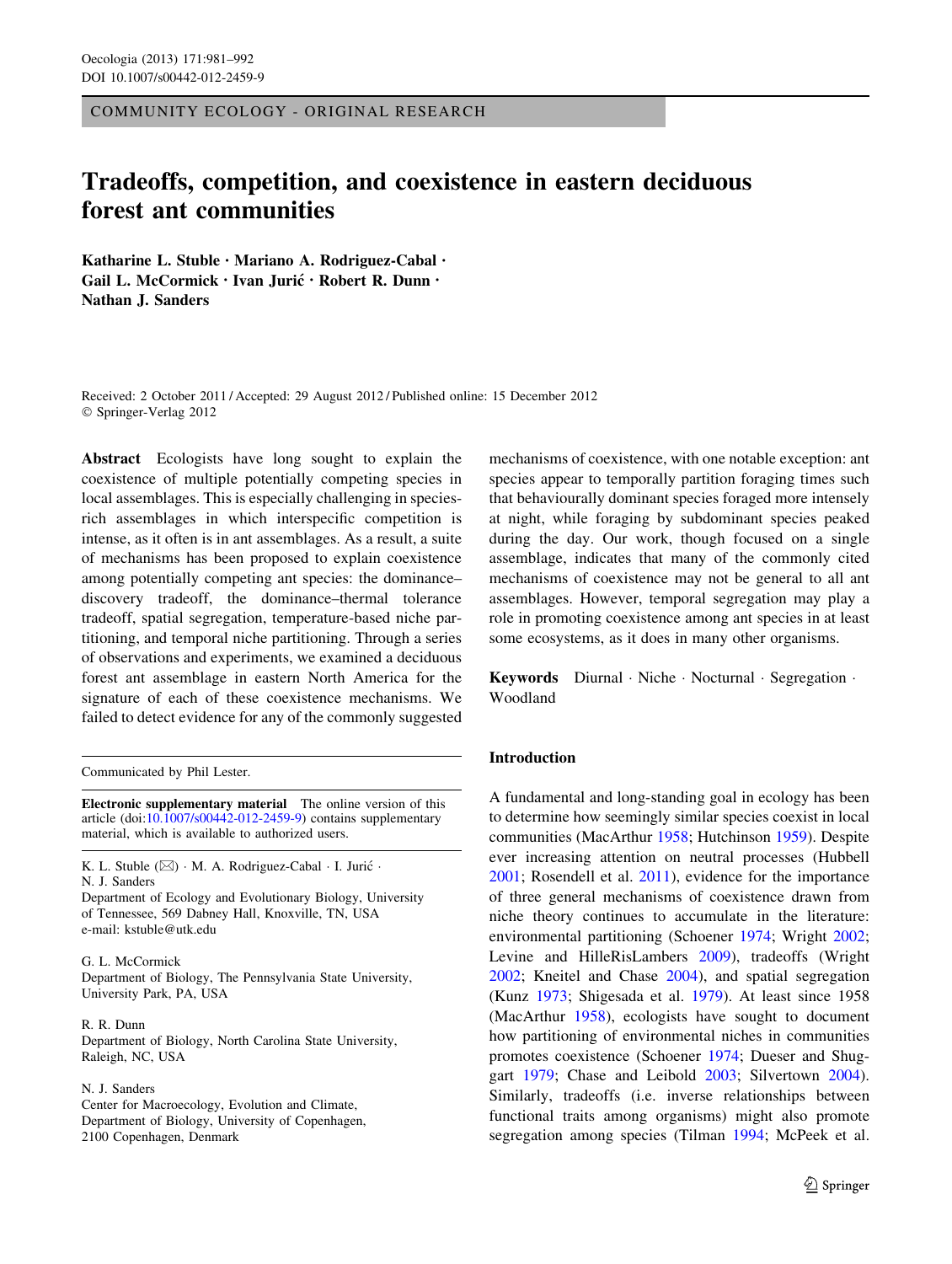COMMUNITY ECOLOGY - ORIGINAL RESEARCH

# Tradeoffs, competition, and coexistence in eastern deciduous forest ant communities

**Katharine L. Stuble · Mariano A. Rodriguez-Cabal · Gail L. McCormick · Ivan Jurić · Robert R. Dunn · Nathan J. Sanders**

Received: 2 October 2011 / Accepted: 29 August 2012 / Published online: 15 December 2012
© Springer-Verlag 2012

**Abstract** Ecologists have long sought to explain the coexistence of multiple potentially competing species in local assemblages. This is especially challenging in species-rich assemblages in which interspecific competition is intense, as it often is in ant assemblages. As a result, a suite of mechanisms has been proposed to explain coexistence among potentially competing ant species: the dominance–discovery tradeoff, the dominance–thermal tolerance tradeoff, spatial segregation, temperature-based niche partitioning, and temporal niche partitioning. Through a series of observations and experiments, we examined a deciduous forest ant assemblage in eastern North America for the signature of each of these coexistence mechanisms. We failed to detect evidence for any of the commonly suggested mechanisms of coexistence, with one notable exception: ant species appear to temporally partition foraging times such that behaviourally dominant species foraged more intensely at night, while foraging by subdominant species peaked during the day. Our work, though focused on a single assemblage, indicates that many of the commonly cited mechanisms of coexistence may not be general to all ant assemblages. However, temporal segregation may play a role in promoting coexistence among ant species in at least some ecosystems, as it does in many other organisms.

**Keywords** Diurnal · Niche · Nocturnal · Segregation · Woodland

Communicated by Phil Lester.

**Electronic supplementary material** The online version of this article (doi:10.1007/s00442-012-2459-9) contains supplementary material, which is available to authorized users.

K. L. Stuble (✉) · M. A. Rodriguez-Cabal · I. Jurić · N. J. Sanders
Department of Ecology and Evolutionary Biology, University of Tennessee, 569 Dabney Hall, Knoxville, TN, USA
e-mail: kstuble@utk.edu

G. L. McCormick
Department of Biology, The Pennsylvania State University, University Park, PA, USA

R. R. Dunn
Department of Biology, North Carolina State University, Raleigh, NC, USA

N. J. Sanders
Center for Macroecology, Evolution and Climate, Department of Biology, University of Copenhagen, 2100 Copenhagen, Denmark

## Introduction

A fundamental and long-standing goal in ecology has been to determine how seemingly similar species coexist in local communities (MacArthur 1958; Hutchinson 1959). Despite ever increasing attention on neutral processes (Hubbell 2001; Rosendell et al. 2011), evidence for the importance of three general mechanisms of coexistence drawn from niche theory continues to accumulate in the literature: environmental partitioning (Schoener 1974; Wright 2002; Levine and HilleRisLambers 2009), tradeoffs (Wright 2002; Kneitel and Chase 2004), and spatial segregation (Kunz 1973; Shigesada et al. 1979). At least since 1958 (MacArthur 1958), ecologists have sought to document how partitioning of environmental niches in communities promotes coexistence (Schoener 1974; Dueser and Shuggart 1979; Chase and Leibold 2003; Silvertown 2004). Similarly, tradeoffs (i.e. inverse relationships between functional traits among organisms) might also promote segregation among species (Tilman 1994; McPeek et al.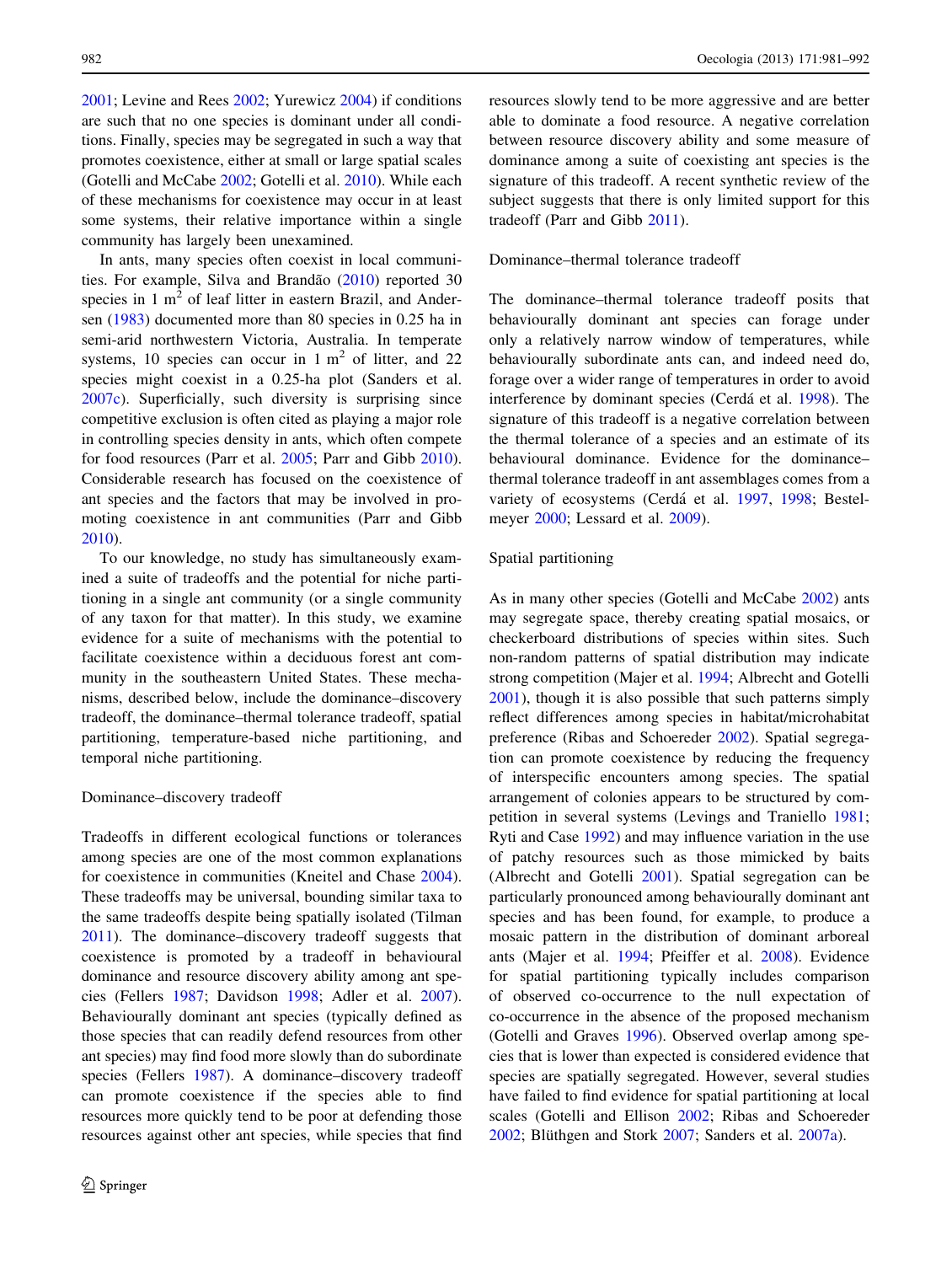2001; Levine and Rees 2002; Yurewicz 2004) if conditions are such that no one species is dominant under all conditions. Finally, species may be segregated in such a way that promotes coexistence, either at small or large spatial scales (Gotelli and McCabe 2002; Gotelli et al. 2010). While each of these mechanisms for coexistence may occur in at least some systems, their relative importance within a single community has largely been unexamined.

In ants, many species often coexist in local communities. For example, Silva and Brandão (2010) reported 30 species in 1 m$^2$ of leaf litter in eastern Brazil, and Andersen (1983) documented more than 80 species in 0.25 ha in semi-arid northwestern Victoria, Australia. In temperate systems, 10 species can occur in 1 m$^2$ of litter, and 22 species might coexist in a 0.25-ha plot (Sanders et al. 2007c). Superficially, such diversity is surprising since competitive exclusion is often cited as playing a major role in controlling species density in ants, which often compete for food resources (Parr et al. 2005; Parr and Gibb 2010). Considerable research has focused on the coexistence of ant species and the factors that may be involved in promoting coexistence in ant communities (Parr and Gibb 2010).

To our knowledge, no study has simultaneously examined a suite of tradeoffs and the potential for niche partitioning in a single ant community (or a single community of any taxon for that matter). In this study, we examine evidence for a suite of mechanisms with the potential to facilitate coexistence within a deciduous forest ant community in the southeastern United States. These mechanisms, described below, include the dominance–discovery tradeoff, the dominance–thermal tolerance tradeoff, spatial partitioning, temperature-based niche partitioning, and temporal niche partitioning.

### Dominance–discovery tradeoff

Tradeoffs in different ecological functions or tolerances among species are one of the most common explanations for coexistence in communities (Kneitel and Chase 2004). These tradeoffs may be universal, bounding similar taxa to the same tradeoffs despite being spatially isolated (Tilman 2011). The dominance–discovery tradeoff suggests that coexistence is promoted by a tradeoff in behavioural dominance and resource discovery ability among ant species (Fellers 1987; Davidson 1998; Adler et al. 2007). Behaviourally dominant ant species (typically defined as those species that can readily defend resources from other ant species) may find food more slowly than do subordinate species (Fellers 1987). A dominance–discovery tradeoff can promote coexistence if the species able to find resources more quickly tend to be poor at defending those resources against other ant species, while species that find resources slowly tend to be more aggressive and are better able to dominate a food resource. A negative correlation between resource discovery ability and some measure of dominance among a suite of coexisting ant species is the signature of this tradeoff. A recent synthetic review of the subject suggests that there is only limited support for this tradeoff (Parr and Gibb 2011).

### Dominance–thermal tolerance tradeoff

The dominance–thermal tolerance tradeoff posits that behaviourally dominant ant species can forage under only a relatively narrow window of temperatures, while behaviourally subordinate ants can, and indeed need do, forage over a wider range of temperatures in order to avoid interference by dominant species (Cerdá et al. 1998). The signature of this tradeoff is a negative correlation between the thermal tolerance of a species and an estimate of its behavioural dominance. Evidence for the dominance–thermal tolerance tradeoff in ant assemblages comes from a variety of ecosystems (Cerdá et al. 1997, 1998; Bestelmeyer 2000; Lessard et al. 2009).

### Spatial partitioning

As in many other species (Gotelli and McCabe 2002) ants may segregate space, thereby creating spatial mosaics, or checkerboard distributions of species within sites. Such non-random patterns of spatial distribution may indicate strong competition (Majer et al. 1994; Albrecht and Gotelli 2001), though it is also possible that such patterns simply reflect differences among species in habitat/microhabitat preference (Ribas and Schoereder 2002). Spatial segregation can promote coexistence by reducing the frequency of interspecific encounters among species. The spatial arrangement of colonies appears to be structured by competition in several systems (Levings and Traniello 1981; Ryti and Case 1992) and may influence variation in the use of patchy resources such as those mimicked by baits (Albrecht and Gotelli 2001). Spatial segregation can be particularly pronounced among behaviourally dominant ant species and has been found, for example, to produce a mosaic pattern in the distribution of dominant arboreal ants (Majer et al. 1994; Pfeiffer et al. 2008). Evidence for spatial partitioning typically includes comparison of observed co-occurrence to the null expectation of co-occurrence in the absence of the proposed mechanism (Gotelli and Graves 1996). Observed overlap among species that is lower than expected is considered evidence that species are spatially segregated. However, several studies have failed to find evidence for spatial partitioning at local scales (Gotelli and Ellison 2002; Ribas and Schoereder 2002; Blüthgen and Stork 2007; Sanders et al. 2007a).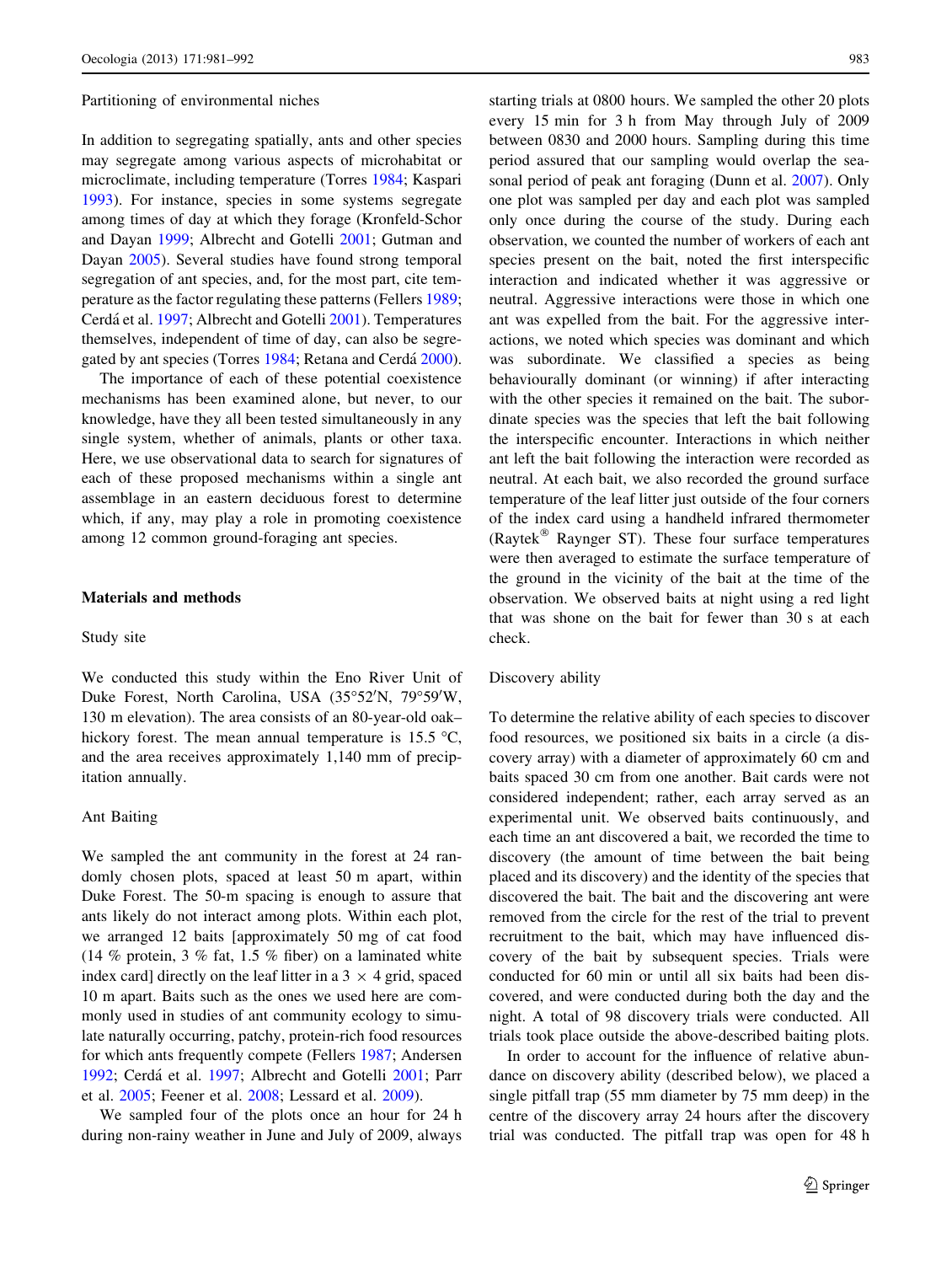### Partitioning of environmental niches

In addition to segregating spatially, ants and other species may segregate among various aspects of microhabitat or microclimate, including temperature (Torres 1984; Kaspari 1993). For instance, species in some systems segregate among times of day at which they forage (Kronfeld-Schor and Dayan 1999; Albrecht and Gotelli 2001; Gutman and Dayan 2005). Several studies have found strong temporal segregation of ant species, and, for the most part, cite temperature as the factor regulating these patterns (Fellers 1989; Cerdá et al. 1997; Albrecht and Gotelli 2001). Temperatures themselves, independent of time of day, can also be segregated by ant species (Torres 1984; Retana and Cerdá 2000).

The importance of each of these potential coexistence mechanisms has been examined alone, but never, to our knowledge, have they all been tested simultaneously in any single system, whether of animals, plants or other taxa. Here, we use observational data to search for signatures of each of these proposed mechanisms within a single ant assemblage in an eastern deciduous forest to determine which, if any, may play a role in promoting coexistence among 12 common ground-foraging ant species.

## Materials and methods

### Study site

We conducted this study within the Eno River Unit of Duke Forest, North Carolina, USA (35°52′N, 79°59′W, 130 m elevation). The area consists of an 80-year-old oak–hickory forest. The mean annual temperature is 15.5 °C, and the area receives approximately 1,140 mm of precipitation annually.

### Ant Baiting

We sampled the ant community in the forest at 24 randomly chosen plots, spaced at least 50 m apart, within Duke Forest. The 50-m spacing is enough to assure that ants likely do not interact among plots. Within each plot, we arranged 12 baits [approximately 50 mg of cat food (14 % protein, 3 % fat, 1.5 % fiber) on a laminated white index card] directly on the leaf litter in a 3 × 4 grid, spaced 10 m apart. Baits such as the ones we used here are commonly used in studies of ant community ecology to simulate naturally occurring, patchy, protein-rich food resources for which ants frequently compete (Fellers 1987; Andersen 1992; Cerdá et al. 1997; Albrecht and Gotelli 2001; Parr et al. 2005; Feener et al. 2008; Lessard et al. 2009).

We sampled four of the plots once an hour for 24 h during non-rainy weather in June and July of 2009, always starting trials at 0800 hours. We sampled the other 20 plots every 15 min for 3 h from May through July of 2009 between 0830 and 2000 hours. Sampling during this time period assured that our sampling would overlap the seasonal period of peak ant foraging (Dunn et al. 2007). Only one plot was sampled per day and each plot was sampled only once during the course of the study. During each observation, we counted the number of workers of each ant species present on the bait, noted the first interspecific interaction and indicated whether it was aggressive or neutral. Aggressive interactions were those in which one ant was expelled from the bait. For the aggressive interactions, we noted which species was dominant and which was subordinate. We classified a species as being behaviourally dominant (or winning) if after interacting with the other species it remained on the bait. The subordinate species was the species that left the bait following the interspecific encounter. Interactions in which neither ant left the bait following the interaction were recorded as neutral. At each bait, we also recorded the ground surface temperature of the leaf litter just outside of the four corners of the index card using a handheld infrared thermometer (Raytek® Raynger ST). These four surface temperatures were then averaged to estimate the surface temperature of the ground in the vicinity of the bait at the time of the observation. We observed baits at night using a red light that was shone on the bait for fewer than 30 s at each check.

### Discovery ability

To determine the relative ability of each species to discover food resources, we positioned six baits in a circle (a discovery array) with a diameter of approximately 60 cm and baits spaced 30 cm from one another. Bait cards were not considered independent; rather, each array served as an experimental unit. We observed baits continuously, and each time an ant discovered a bait, we recorded the time to discovery (the amount of time between the bait being placed and its discovery) and the identity of the species that discovered the bait. The bait and the discovering ant were removed from the circle for the rest of the trial to prevent recruitment to the bait, which may have influenced discovery of the bait by subsequent species. Trials were conducted for 60 min or until all six baits had been discovered, and were conducted during both the day and the night. A total of 98 discovery trials were conducted. All trials took place outside the above-described baiting plots.

In order to account for the influence of relative abundance on discovery ability (described below), we placed a single pitfall trap (55 mm diameter by 75 mm deep) in the centre of the discovery array 24 hours after the discovery trial was conducted. The pitfall trap was open for 48 h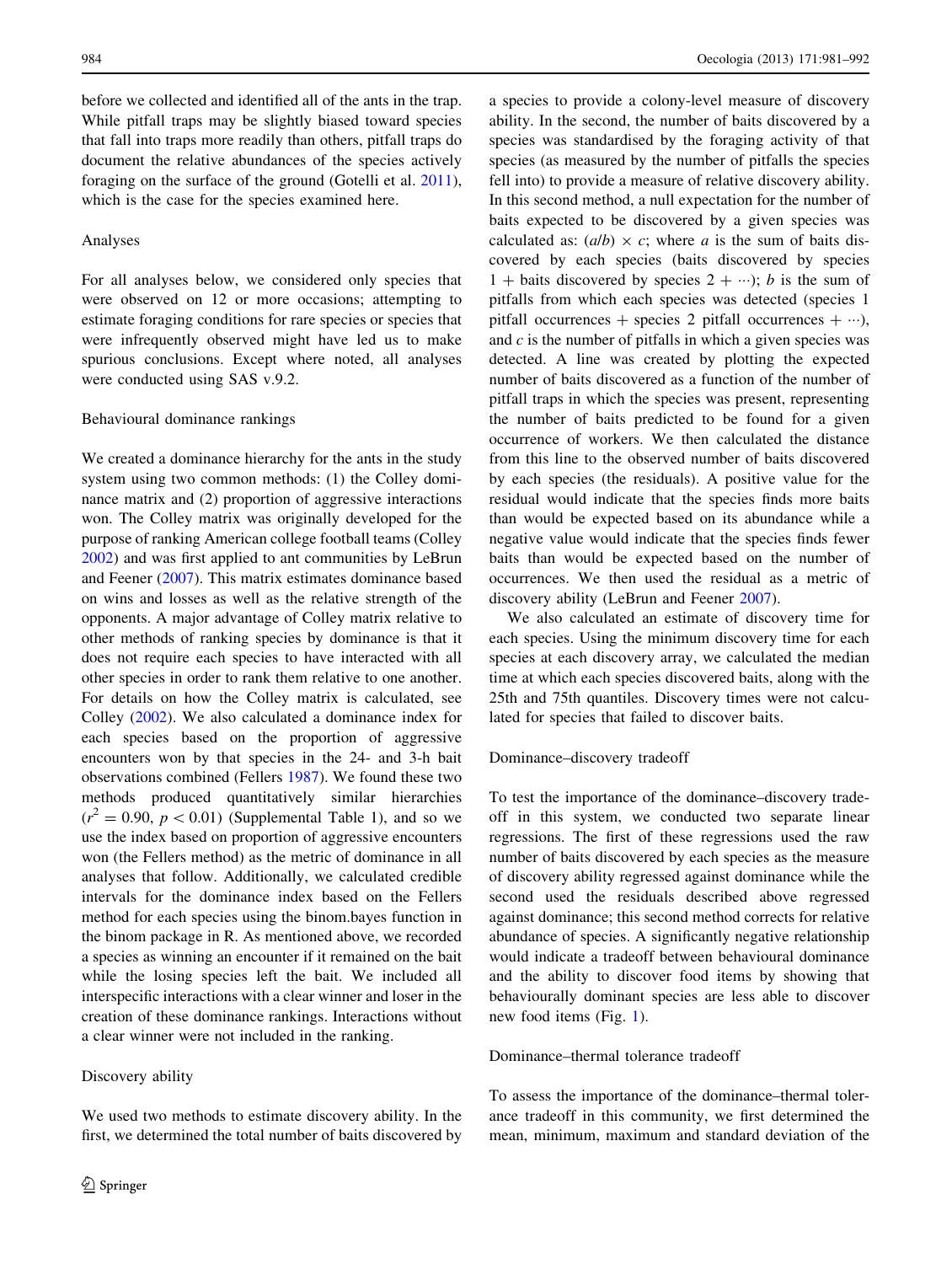before we collected and identified all of the ants in the trap. While pitfall traps may be slightly biased toward species that fall into traps more readily than others, pitfall traps do document the relative abundances of the species actively foraging on the surface of the ground (Gotelli et al. 2011), which is the case for the species examined here.

### Analyses

For all analyses below, we considered only species that were observed on 12 or more occasions; attempting to estimate foraging conditions for rare species or species that were infrequently observed might have led us to make spurious conclusions. Except where noted, all analyses were conducted using SAS v.9.2.

### Behavioural dominance rankings

We created a dominance hierarchy for the ants in the study system using two common methods: (1) the Colley dominance matrix and (2) proportion of aggressive interactions won. The Colley matrix was originally developed for the purpose of ranking American college football teams (Colley 2002) and was first applied to ant communities by LeBrun and Feener (2007). This matrix estimates dominance based on wins and losses as well as the relative strength of the opponents. A major advantage of Colley matrix relative to other methods of ranking species by dominance is that it does not require each species to have interacted with all other species in order to rank them relative to one another. For details on how the Colley matrix is calculated, see Colley (2002). We also calculated a dominance index for each species based on the proportion of aggressive encounters won by that species in the 24- and 3-h bait observations combined (Fellers 1987). We found these two methods produced quantitatively similar hierarchies ($r^2 = 0.90$, $p < 0.01$) (Supplemental Table 1), and so we use the index based on proportion of aggressive encounters won (the Fellers method) as the metric of dominance in all analyses that follow. Additionally, we calculated credible intervals for the dominance index based on the Fellers method for each species using the binom.bayes function in the binom package in R. As mentioned above, we recorded a species as winning an encounter if it remained on the bait while the losing species left the bait. We included all interspecific interactions with a clear winner and loser in the creation of these dominance rankings. Interactions without a clear winner were not included in the ranking.

### Discovery ability

We used two methods to estimate discovery ability. In the first, we determined the total number of baits discovered by a species to provide a colony-level measure of discovery ability. In the second, the number of baits discovered by a species was standardised by the foraging activity of that species (as measured by the number of pitfalls the species fell into) to provide a measure of relative discovery ability. In this second method, a null expectation for the number of baits expected to be discovered by a given species was calculated as: $(a/b) \times c$; where $a$ is the sum of baits discovered by each species (baits discovered by species 1 + baits discovered by species 2 + ···); $b$ is the sum of pitfalls from which each species was detected (species 1 pitfall occurrences + species 2 pitfall occurrences + ···), and $c$ is the number of pitfalls in which a given species was detected. A line was created by plotting the expected number of baits discovered as a function of the number of pitfall traps in which the species was present, representing the number of baits predicted to be found for a given occurrence of workers. We then calculated the distance from this line to the observed number of baits discovered by each species (the residuals). A positive value for the residual would indicate that the species finds more baits than would be expected based on its abundance while a negative value would indicate that the species finds fewer baits than would be expected based on the number of occurrences. We then used the residual as a metric of discovery ability (LeBrun and Feener 2007).

We also calculated an estimate of discovery time for each species. Using the minimum discovery time for each species at each discovery array, we calculated the median time at which each species discovered baits, along with the 25th and 75th quantiles. Discovery times were not calculated for species that failed to discover baits.

### Dominance–discovery tradeoff

To test the importance of the dominance–discovery tradeoff in this system, we conducted two separate linear regressions. The first of these regressions used the raw number of baits discovered by each species as the measure of discovery ability regressed against dominance while the second used the residuals described above regressed against dominance; this second method corrects for relative abundance of species. A significantly negative relationship would indicate a tradeoff between behavioural dominance and the ability to discover food items by showing that behaviourally dominant species are less able to discover new food items (Fig. 1).

### Dominance–thermal tolerance tradeoff

To assess the importance of the dominance–thermal tolerance tradeoff in this community, we first determined the mean, minimum, maximum and standard deviation of the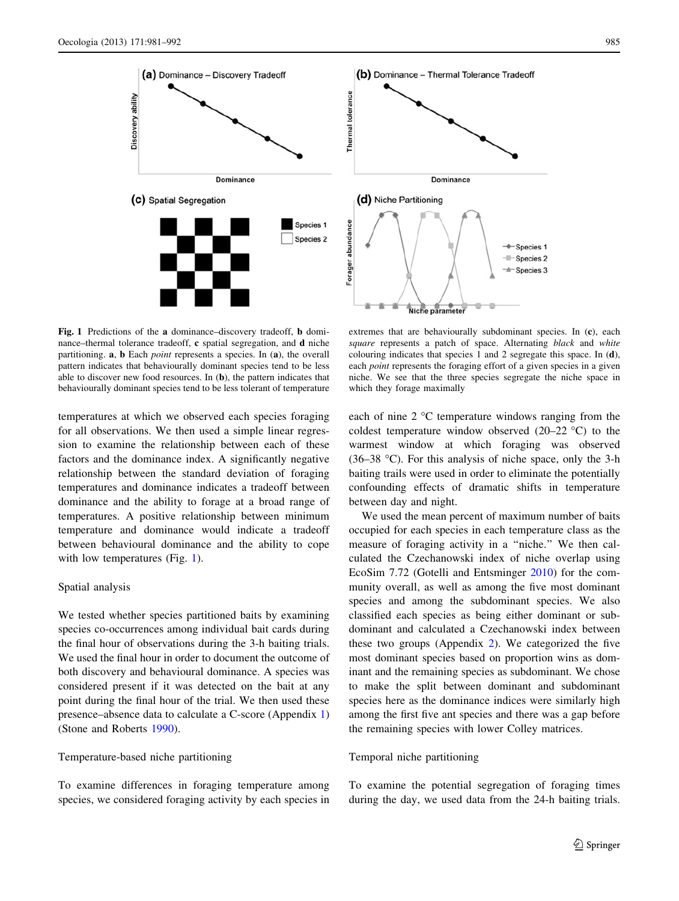**Fig. 1** Predictions of the **a** dominance–discovery tradeoff, **b** dominance–thermal tolerance tradeoff, **c** spatial segregation, and **d** niche partitioning. **a**, **b** Each *point* represents a species. In (**a**), the overall pattern indicates that behaviourally dominant species tend to be less able to discover new food resources. In (**b**), the pattern indicates that behaviourally dominant species tend to be less tolerant of temperature extremes that are behaviourally subdominant species. In (**c**), each *square* represents a patch of space. Alternating *black* and *white* colouring indicates that species 1 and 2 segregate this space. In (**d**), each *point* represents the foraging effort of a given species in a given niche. We see that the three species segregate the niche space in which they forage maximally

temperatures at which we observed each species foraging for all observations. We then used a simple linear regression to examine the relationship between each of these factors and the dominance index. A significantly negative relationship between the standard deviation of foraging temperatures and dominance indicates a tradeoff between dominance and the ability to forage at a broad range of temperatures. A positive relationship between minimum temperature and dominance would indicate a tradeoff between behavioural dominance and the ability to cope with low temperatures (Fig. 1).

## Spatial analysis

We tested whether species partitioned baits by examining species co-occurrences among individual bait cards during the final hour of observations during the 3-h baiting trials. We used the final hour in order to document the outcome of both discovery and behavioural dominance. A species was considered present if it was detected on the bait at any point during the final hour of the trial. We then used these presence–absence data to calculate a C-score (Appendix 1) (Stone and Roberts 1990).

## Temperature-based niche partitioning

To examine differences in foraging temperature among species, we considered foraging activity by each species in each of nine 2 °C temperature windows ranging from the coldest temperature window observed (20–22 °C) to the warmest window at which foraging was observed (36–38 °C). For this analysis of niche space, only the 3-h baiting trails were used in order to eliminate the potentially confounding effects of dramatic shifts in temperature between day and night.

We used the mean percent of maximum number of baits occupied for each species in each temperature class as the measure of foraging activity in a "niche." We then calculated the Czechanowski index of niche overlap using EcoSim 7.72 (Gotelli and Entsminger 2010) for the community overall, as well as among the five most dominant species and among the subdominant species. We also classified each species as being either dominant or subdominant and calculated a Czechanowski index between these two groups (Appendix 2). We categorized the five most dominant species based on proportion wins as dominant and the remaining species as subdominant. We chose to make the split between dominant and subdominant species here as the dominance indices were similarly high among the first five ant species and there was a gap before the remaining species with lower Colley matrices.

## Temporal niche partitioning

To examine the potential segregation of foraging times during the day, we used data from the 24-h baiting trials.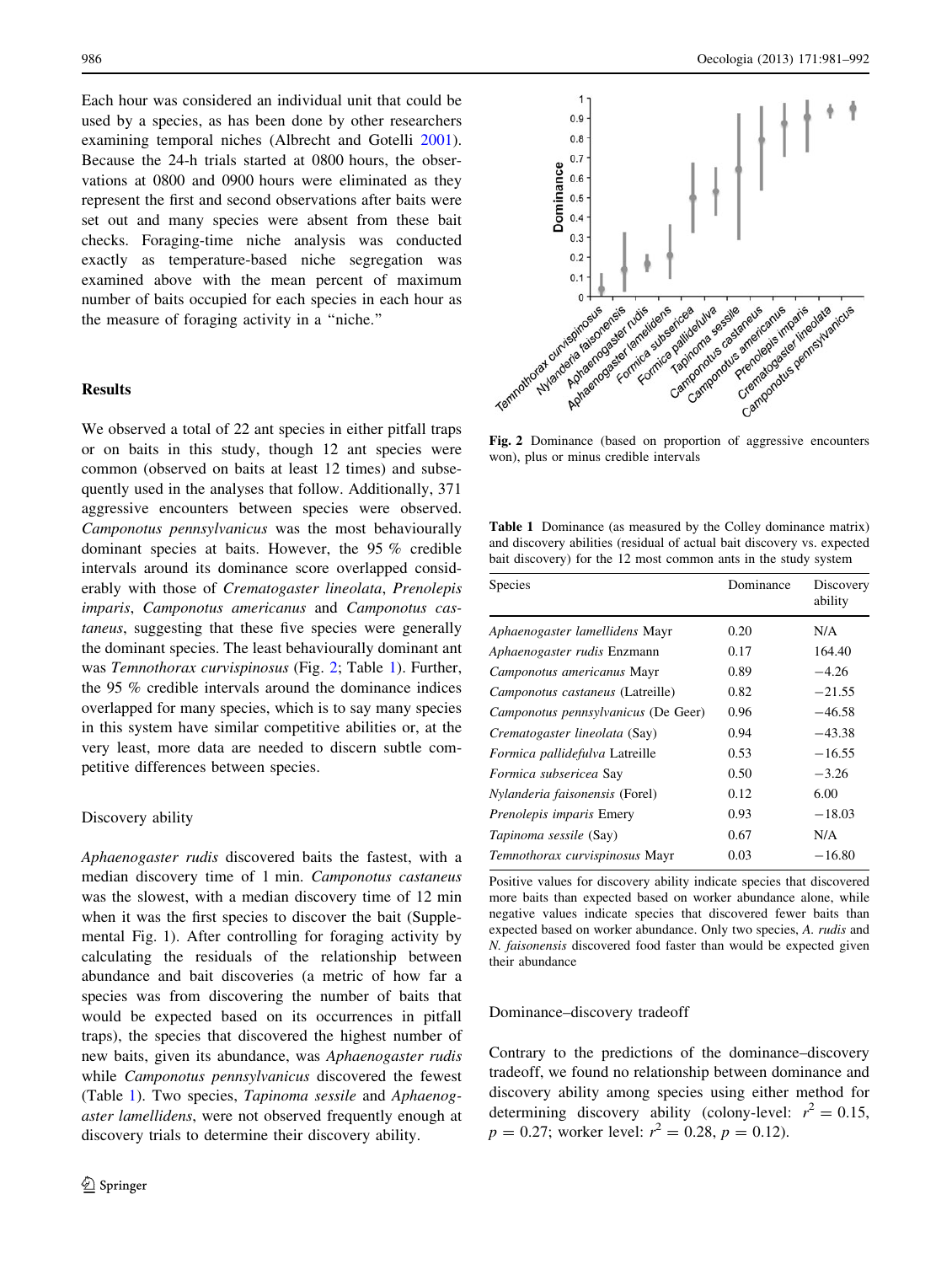Each hour was considered an individual unit that could be used by a species, as has been done by other researchers examining temporal niches (Albrecht and Gotelli 2001). Because the 24-h trials started at 0800 hours, the observations at 0800 and 0900 hours were eliminated as they represent the first and second observations after baits were set out and many species were absent from these bait checks. Foraging-time niche analysis was conducted exactly as temperature-based niche segregation was examined above with the mean percent of maximum number of baits occupied for each species in each hour as the measure of foraging activity in a "niche."

## Results

We observed a total of 22 ant species in either pitfall traps or on baits in this study, though 12 ant species were common (observed on baits at least 12 times) and subsequently used in the analyses that follow. Additionally, 371 aggressive encounters between species were observed. *Camponotus pennsylvanicus* was the most behaviourally dominant species at baits. However, the 95 % credible intervals around its dominance score overlapped considerably with those of *Crematogaster lineolata*, *Prenolepis imparis*, *Camponotus americanus* and *Camponotus castaneus*, suggesting that these five species were generally the dominant species. The least behaviourally dominant ant was *Temnothorax curvispinosus* (Fig. 2; Table 1). Further, the 95 % credible intervals around the dominance indices overlapped for many species, which is to say many species in this system have similar competitive abilities or, at the very least, more data are needed to discern subtle competitive differences between species.

### Discovery ability

*Aphaenogaster rudis* discovered baits the fastest, with a median discovery time of 1 min. *Camponotus castaneus* was the slowest, with a median discovery time of 12 min when it was the first species to discover the bait (Supplemental Fig. 1). After controlling for foraging activity by calculating the residuals of the relationship between abundance and bait discoveries (a metric of how far a species was from discovering the number of baits that would be expected based on its occurrences in pitfall traps), the species that discovered the highest number of new baits, given its abundance, was *Aphaenogaster rudis* while *Camponotus pennsylvanicus* discovered the fewest (Table 1). Two species, *Tapinoma sessile* and *Aphaenogaster lamellidens*, were not observed frequently enough at discovery trials to determine their discovery ability.

Fig. 2 Dominance (based on proportion of aggressive encounters won), plus or minus credible intervals

Table 1 Dominance (as measured by the Colley dominance matrix) and discovery abilities (residual of actual bait discovery vs. expected bait discovery) for the 12 most common ants in the study system

| Species | Dominance | Discovery ability |
|---|---|---|
| *Aphaenogaster lamellidens* Mayr | 0.20 | N/A |
| *Aphaenogaster rudis* Enzmann | 0.17 | 164.40 |
| *Camponotus americanus* Mayr | 0.89 | −4.26 |
| *Camponotus castaneus* (Latreille) | 0.82 | −21.55 |
| *Camponotus pennsylvanicus* (De Geer) | 0.96 | −46.58 |
| *Crematogaster lineolata* (Say) | 0.94 | −43.38 |
| *Formica pallidefulva* Latreille | 0.53 | −16.55 |
| *Formica subsericea* Say | 0.50 | −3.26 |
| *Nylanderia faisonensis* (Forel) | 0.12 | 6.00 |
| *Prenolepis imparis* Emery | 0.93 | −18.03 |
| *Tapinoma sessile* (Say) | 0.67 | N/A |
| *Temnothorax curvispinosus* Mayr | 0.03 | −16.80 |

Positive values for discovery ability indicate species that discovered more baits than expected based on worker abundance alone, while negative values indicate species that discovered fewer baits than expected based on worker abundance. Only two species, *A. rudis* and *N. faisonensis* discovered food faster than would be expected given their abundance

### Dominance–discovery tradeoff

Contrary to the predictions of the dominance–discovery tradeoff, we found no relationship between dominance and discovery ability among species using either method for determining discovery ability (colony-level: $r^2 = 0.15$, $p = 0.27$; worker level: $r^2 = 0.28$, $p = 0.12$).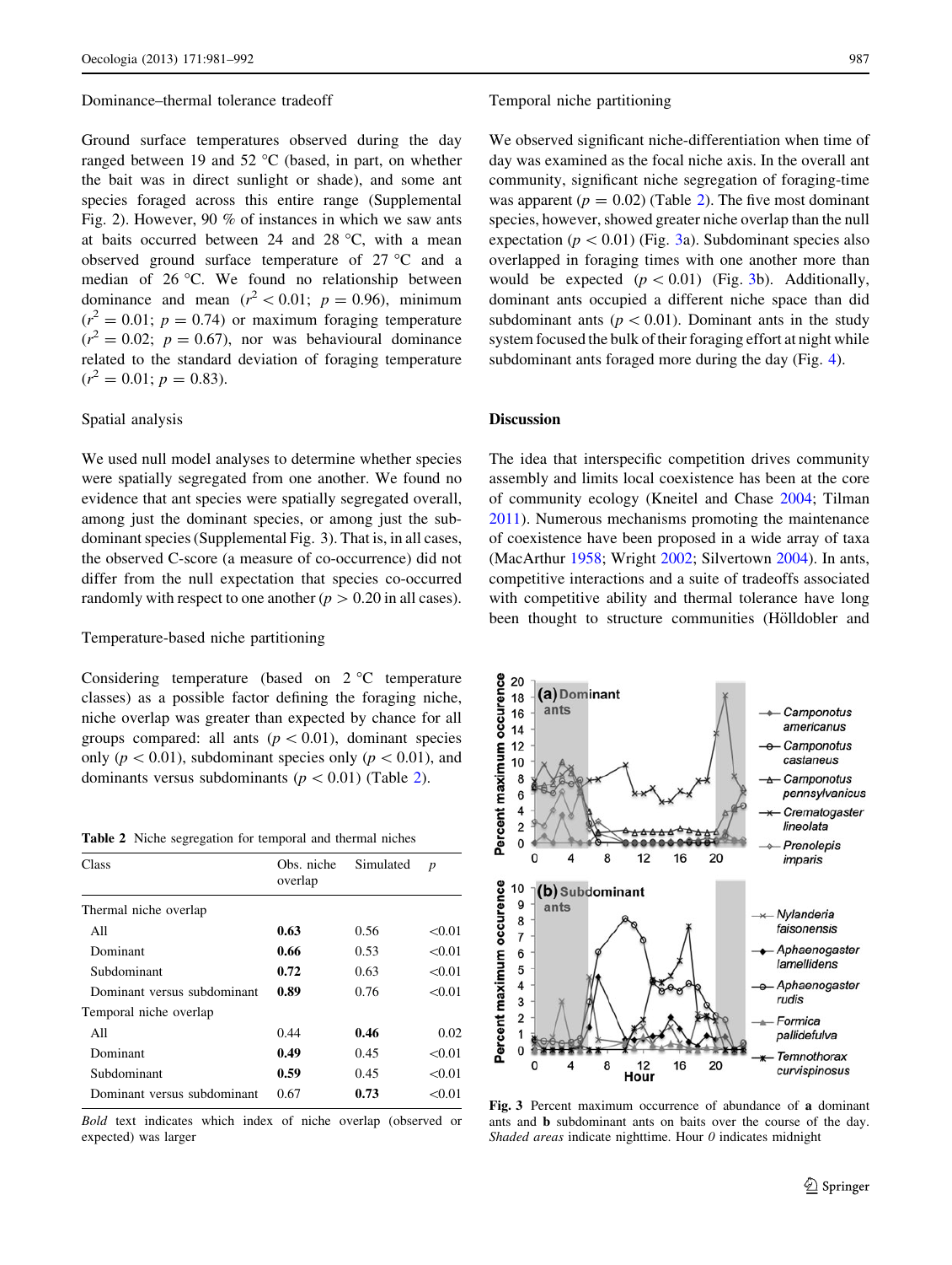### Dominance–thermal tolerance tradeoff

Ground surface temperatures observed during the day ranged between 19 and 52 °C (based, in part, on whether the bait was in direct sunlight or shade), and some ant species foraged across this entire range (Supplemental Fig. 2). However, 90 % of instances in which we saw ants at baits occurred between 24 and 28 °C, with a mean observed ground surface temperature of 27 °C and a median of 26 °C. We found no relationship between dominance and mean ($r^2 < 0.01$; $p = 0.96$), minimum ($r^2 = 0.01$; $p = 0.74$) or maximum foraging temperature ($r^2 = 0.02$; $p = 0.67$), nor was behavioural dominance related to the standard deviation of foraging temperature ($r^2 = 0.01$; $p = 0.83$).

### Spatial analysis

We used null model analyses to determine whether species were spatially segregated from one another. We found no evidence that ant species were spatially segregated overall, among just the dominant species, or among just the subdominant species (Supplemental Fig. 3). That is, in all cases, the observed C-score (a measure of co-occurrence) did not differ from the null expectation that species co-occurred randomly with respect to one another ($p > 0.20$ in all cases).

### Temperature-based niche partitioning

Considering temperature (based on 2 °C temperature classes) as a possible factor defining the foraging niche, niche overlap was greater than expected by chance for all groups compared: all ants ($p < 0.01$), dominant species only ($p < 0.01$), subdominant species only ($p < 0.01$), and dominants versus subdominants ($p < 0.01$) (Table 2).

**Table 2** Niche segregation for temporal and thermal niches

| Class | Obs. niche overlap | Simulated | *p* |
|---|---|---|---|
| Thermal niche overlap | | | |
| All | **0.63** | 0.56 | <0.01 |
| Dominant | **0.66** | 0.53 | <0.01 |
| Subdominant | **0.72** | 0.63 | <0.01 |
| Dominant versus subdominant | **0.89** | 0.76 | <0.01 |
| Temporal niche overlap | | | |
| All | 0.44 | **0.46** | 0.02 |
| Dominant | **0.49** | 0.45 | <0.01 |
| Subdominant | **0.59** | 0.45 | <0.01 |
| Dominant versus subdominant | 0.67 | **0.73** | <0.01 |

*Bold* text indicates which index of niche overlap (observed or expected) was larger

### Temporal niche partitioning

We observed significant niche-differentiation when time of day was examined as the focal niche axis. In the overall ant community, significant niche segregation of foraging-time was apparent ($p = 0.02$) (Table 2). The five most dominant species, however, showed greater niche overlap than the null expectation ($p < 0.01$) (Fig. 3a). Subdominant species also overlapped in foraging times with one another more than would be expected ($p < 0.01$) (Fig. 3b). Additionally, dominant ants occupied a different niche space than did subdominant ants ($p < 0.01$). Dominant ants in the study system focused the bulk of their foraging effort at night while subdominant ants foraged more during the day (Fig. 4).

## Discussion

The idea that interspecific competition drives community assembly and limits local coexistence has been at the core of community ecology (Kneitel and Chase 2004; Tilman 2011). Numerous mechanisms promoting the maintenance of coexistence have been proposed in a wide array of taxa (MacArthur 1958; Wright 2002; Silvertown 2004). In ants, competitive interactions and a suite of tradeoffs associated with competitive ability and thermal tolerance have long been thought to structure communities (Hölldobler and

**Fig. 3** Percent maximum occurrence of abundance of **a** dominant ants and **b** subdominant ants on baits over the course of the day. *Shaded areas* indicate nighttime. Hour *0* indicates midnight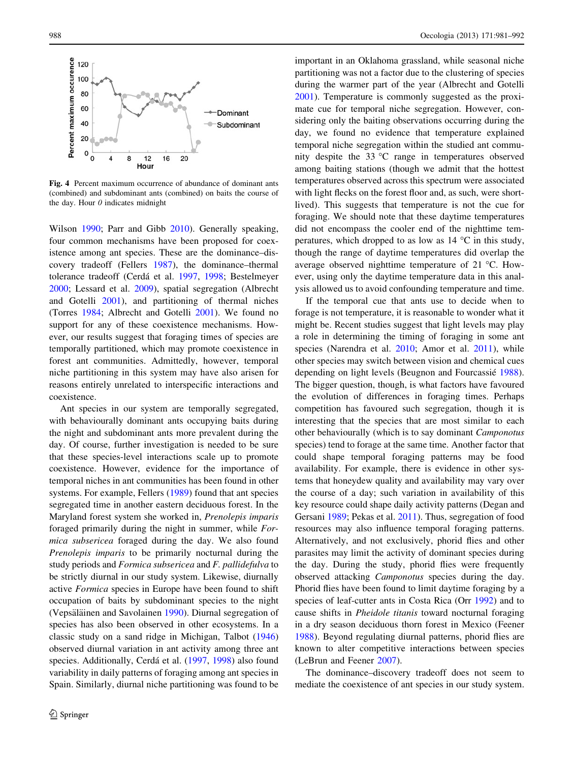**Fig. 4** Percent maximum occurrence of abundance of dominant ants (combined) and subdominant ants (combined) on baits the course of the day. Hour *0* indicates midnight

Wilson 1990; Parr and Gibb 2010). Generally speaking, four common mechanisms have been proposed for coexistence among ant species. These are the dominance–discovery tradeoff (Fellers 1987), the dominance–thermal tolerance tradeoff (Cerdá et al. 1997, 1998; Bestelmeyer 2000; Lessard et al. 2009), spatial segregation (Albrecht and Gotelli 2001), and partitioning of thermal niches (Torres 1984; Albrecht and Gotelli 2001). We found no support for any of these coexistence mechanisms. However, our results suggest that foraging times of species are temporally partitioned, which may promote coexistence in forest ant communities. Admittedly, however, temporal niche partitioning in this system may have also arisen for reasons entirely unrelated to interspecific interactions and coexistence.

Ant species in our system are temporally segregated, with behaviourally dominant ants occupying baits during the night and subdominant ants more prevalent during the day. Of course, further investigation is needed to be sure that these species-level interactions scale up to promote coexistence. However, evidence for the importance of temporal niches in ant communities has been found in other systems. For example, Fellers (1989) found that ant species segregated time in another eastern deciduous forest. In the Maryland forest system she worked in, *Prenolepis imparis* foraged primarily during the night in summer, while *Formica subsericea* foraged during the day. We also found *Prenolepis imparis* to be primarily nocturnal during the study periods and *Formica subsericea* and *F. pallidefulva* to be strictly diurnal in our study system. Likewise, diurnally active *Formica* species in Europe have been found to shift occupation of baits by subdominant species to the night (Vepsäläinen and Savolainen 1990). Diurnal segregation of species has also been observed in other ecosystems. In a classic study on a sand ridge in Michigan, Talbot (1946) observed diurnal variation in ant activity among three ant species. Additionally, Cerdá et al. (1997, 1998) also found variability in daily patterns of foraging among ant species in Spain. Similarly, diurnal niche partitioning was found to be important in an Oklahoma grassland, while seasonal niche partitioning was not a factor due to the clustering of species during the warmer part of the year (Albrecht and Gotelli 2001). Temperature is commonly suggested as the proximate cue for temporal niche segregation. However, considering only the baiting observations occurring during the day, we found no evidence that temperature explained temporal niche segregation within the studied ant community despite the 33 °C range in temperatures observed among baiting stations (though we admit that the hottest temperatures observed across this spectrum were associated with light flecks on the forest floor and, as such, were short-lived). This suggests that temperature is not the cue for foraging. We should note that these daytime temperatures did not encompass the cooler end of the nighttime temperatures, which dropped to as low as 14 °C in this study, though the range of daytime temperatures did overlap the average observed nighttime temperature of 21 °C. However, using only the daytime temperature data in this analysis allowed us to avoid confounding temperature and time.

If the temporal cue that ants use to decide when to forage is not temperature, it is reasonable to wonder what it might be. Recent studies suggest that light levels may play a role in determining the timing of foraging in some ant species (Narendra et al. 2010; Amor et al. 2011), while other species may switch between vision and chemical cues depending on light levels (Beugnon and Fourcassié 1988). The bigger question, though, is what factors have favoured the evolution of differences in foraging times. Perhaps competition has favoured such segregation, though it is interesting that the species that are most similar to each other behaviourally (which is to say dominant *Camponotus* species) tend to forage at the same time. Another factor that could shape temporal foraging patterns may be food availability. For example, there is evidence in other systems that honeydew quality and availability may vary over the course of a day; such variation in availability of this key resource could shape daily activity patterns (Degan and Gersani 1989; Pekas et al. 2011). Thus, segregation of food resources may also influence temporal foraging patterns. Alternatively, and not exclusively, phorid flies and other parasites may limit the activity of dominant species during the day. During the study, phorid flies were frequently observed attacking *Camponotus* species during the day. Phorid flies have been found to limit daytime foraging by a species of leaf-cutter ants in Costa Rica (Orr 1992) and to cause shifts in *Pheidole titanis* toward nocturnal foraging in a dry season deciduous thorn forest in Mexico (Feener 1988). Beyond regulating diurnal patterns, phorid flies are known to alter competitive interactions between species (LeBrun and Feener 2007).

The dominance–discovery tradeoff does not seem to mediate the coexistence of ant species in our study system.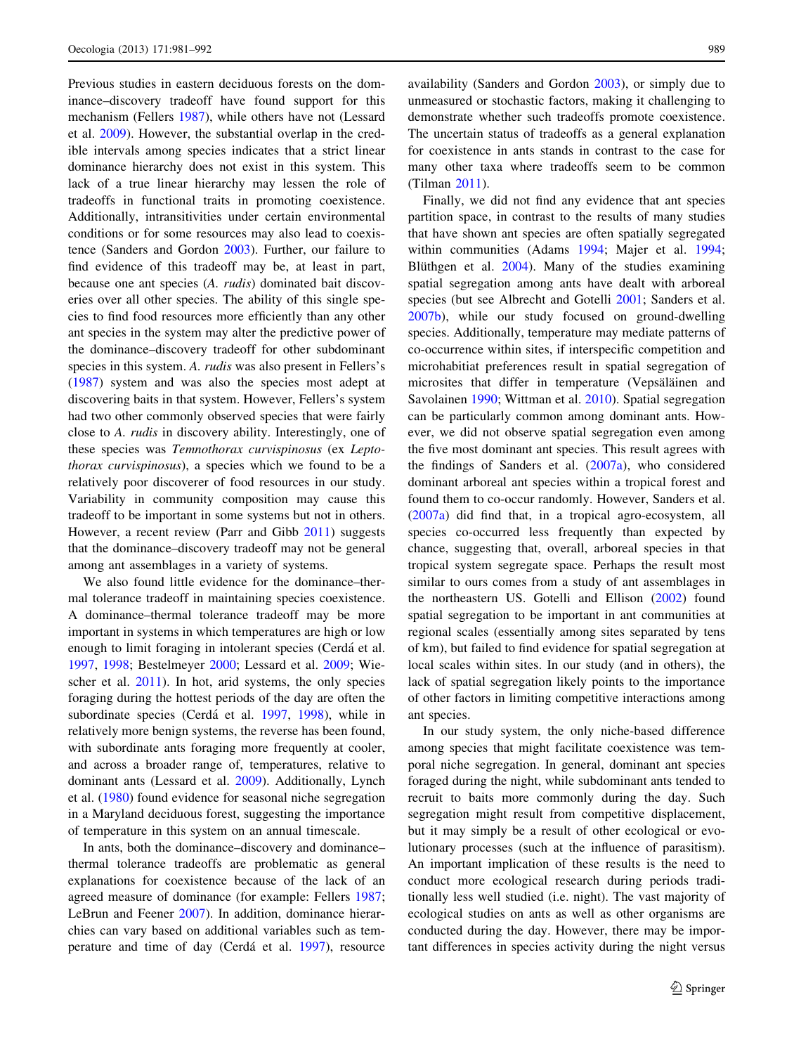Previous studies in eastern deciduous forests on the dominance–discovery tradeoff have found support for this mechanism (Fellers 1987), while others have not (Lessard et al. 2009). However, the substantial overlap in the credible intervals among species indicates that a strict linear dominance hierarchy does not exist in this system. This lack of a true linear hierarchy may lessen the role of tradeoffs in functional traits in promoting coexistence. Additionally, intransitivities under certain environmental conditions or for some resources may also lead to coexistence (Sanders and Gordon 2003). Further, our failure to find evidence of this tradeoff may be, at least in part, because one ant species (*A. rudis*) dominated bait discoveries over all other species. The ability of this single species to find food resources more efficiently than any other ant species in the system may alter the predictive power of the dominance–discovery tradeoff for other subdominant species in this system. *A. rudis* was also present in Fellers's (1987) system and was also the species most adept at discovering baits in that system. However, Fellers's system had two other commonly observed species that were fairly close to *A. rudis* in discovery ability. Interestingly, one of these species was *Temnothorax curvispinosus* (ex *Leptothorax curvispinosus*), a species which we found to be a relatively poor discoverer of food resources in our study. Variability in community composition may cause this tradeoff to be important in some systems but not in others. However, a recent review (Parr and Gibb 2011) suggests that the dominance–discovery tradeoff may not be general among ant assemblages in a variety of systems.

We also found little evidence for the dominance–thermal tolerance tradeoff in maintaining species coexistence. A dominance–thermal tolerance tradeoff may be more important in systems in which temperatures are high or low enough to limit foraging in intolerant species (Cerdá et al. 1997, 1998; Bestelmeyer 2000; Lessard et al. 2009; Wiescher et al. 2011). In hot, arid systems, the only species foraging during the hottest periods of the day are often the subordinate species (Cerdá et al. 1997, 1998), while in relatively more benign systems, the reverse has been found, with subordinate ants foraging more frequently at cooler, and across a broader range of, temperatures, relative to dominant ants (Lessard et al. 2009). Additionally, Lynch et al. (1980) found evidence for seasonal niche segregation in a Maryland deciduous forest, suggesting the importance of temperature in this system on an annual timescale.

In ants, both the dominance–discovery and dominance–thermal tolerance tradeoffs are problematic as general explanations for coexistence because of the lack of an agreed measure of dominance (for example: Fellers 1987; LeBrun and Feener 2007). In addition, dominance hierarchies can vary based on additional variables such as temperature and time of day (Cerdá et al. 1997), resource availability (Sanders and Gordon 2003), or simply due to unmeasured or stochastic factors, making it challenging to demonstrate whether such tradeoffs promote coexistence. The uncertain status of tradeoffs as a general explanation for coexistence in ants stands in contrast to the case for many other taxa where tradeoffs seem to be common (Tilman 2011).

Finally, we did not find any evidence that ant species partition space, in contrast to the results of many studies that have shown ant species are often spatially segregated within communities (Adams 1994; Majer et al. 1994; Blüthgen et al. 2004). Many of the studies examining spatial segregation among ants have dealt with arboreal species (but see Albrecht and Gotelli 2001; Sanders et al. 2007b), while our study focused on ground-dwelling species. Additionally, temperature may mediate patterns of co-occurrence within sites, if interspecific competition and microhabitiat preferences result in spatial segregation of microsites that differ in temperature (Vepsäläinen and Savolainen 1990; Wittman et al. 2010). Spatial segregation can be particularly common among dominant ants. However, we did not observe spatial segregation even among the five most dominant ant species. This result agrees with the findings of Sanders et al. (2007a), who considered dominant arboreal ant species within a tropical forest and found them to co-occur randomly. However, Sanders et al. (2007a) did find that, in a tropical agro-ecosystem, all species co-occurred less frequently than expected by chance, suggesting that, overall, arboreal species in that tropical system segregate space. Perhaps the result most similar to ours comes from a study of ant assemblages in the northeastern US. Gotelli and Ellison (2002) found spatial segregation to be important in ant communities at regional scales (essentially among sites separated by tens of km), but failed to find evidence for spatial segregation at local scales within sites. In our study (and in others), the lack of spatial segregation likely points to the importance of other factors in limiting competitive interactions among ant species.

In our study system, the only niche-based difference among species that might facilitate coexistence was temporal niche segregation. In general, dominant ant species foraged during the night, while subdominant ants tended to recruit to baits more commonly during the day. Such segregation might result from competitive displacement, but it may simply be a result of other ecological or evolutionary processes (such at the influence of parasitism). An important implication of these results is the need to conduct more ecological research during periods traditionally less well studied (i.e. night). The vast majority of ecological studies on ants as well as other organisms are conducted during the day. However, there may be important differences in species activity during the night versus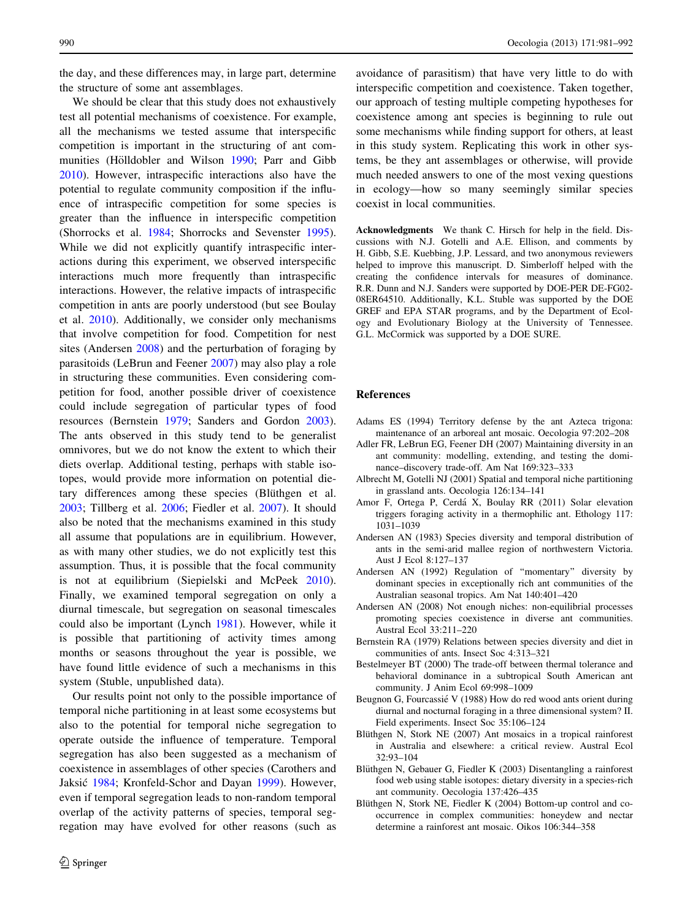the day, and these differences may, in large part, determine the structure of some ant assemblages.

We should be clear that this study does not exhaustively test all potential mechanisms of coexistence. For example, all the mechanisms we tested assume that interspecific competition is important in the structuring of ant communities (Hölldobler and Wilson 1990; Parr and Gibb 2010). However, intraspecific interactions also have the potential to regulate community composition if the influence of intraspecific competition for some species is greater than the influence in interspecific competition (Shorrocks et al. 1984; Shorrocks and Sevenster 1995). While we did not explicitly quantify intraspecific interactions during this experiment, we observed interspecific interactions much more frequently than intraspecific interactions. However, the relative impacts of intraspecific competition in ants are poorly understood (but see Boulay et al. 2010). Additionally, we consider only mechanisms that involve competition for food. Competition for nest sites (Andersen 2008) and the perturbation of foraging by parasitoids (LeBrun and Feener 2007) may also play a role in structuring these communities. Even considering competition for food, another possible driver of coexistence could include segregation of particular types of food resources (Bernstein 1979; Sanders and Gordon 2003). The ants observed in this study tend to be generalist omnivores, but we do not know the extent to which their diets overlap. Additional testing, perhaps with stable isotopes, would provide more information on potential dietary differences among these species (Blüthgen et al. 2003; Tillberg et al. 2006; Fiedler et al. 2007). It should also be noted that the mechanisms examined in this study all assume that populations are in equilibrium. However, as with many other studies, we do not explicitly test this assumption. Thus, it is possible that the focal community is not at equilibrium (Siepielski and McPeek 2010). Finally, we examined temporal segregation on only a diurnal timescale, but segregation on seasonal timescales could also be important (Lynch 1981). However, while it is possible that partitioning of activity times among months or seasons throughout the year is possible, we have found little evidence of such a mechanisms in this system (Stuble, unpublished data).

Our results point not only to the possible importance of temporal niche partitioning in at least some ecosystems but also to the potential for temporal niche segregation to operate outside the influence of temperature. Temporal segregation has also been suggested as a mechanism of coexistence in assemblages of other species (Carothers and Jaksić 1984; Kronfeld-Schor and Dayan 1999). However, even if temporal segregation leads to non-random temporal overlap of the activity patterns of species, temporal segregation may have evolved for other reasons (such as avoidance of parasitism) that have very little to do with interspecific competition and coexistence. Taken together, our approach of testing multiple competing hypotheses for coexistence among ant species is beginning to rule out some mechanisms while finding support for others, at least in this study system. Replicating this work in other systems, be they ant assemblages or otherwise, will provide much needed answers to one of the most vexing questions in ecology—how so many seemingly similar species coexist in local communities.

**Acknowledgments** We thank C. Hirsch for help in the field. Discussions with N.J. Gotelli and A.E. Ellison, and comments by H. Gibb, S.E. Kuebbing, J.P. Lessard, and two anonymous reviewers helped to improve this manuscript. D. Simberloff helped with the creating the confidence intervals for measures of dominance. R.R. Dunn and N.J. Sanders were supported by DOE-PER DE-FG02-08ER64510. Additionally, K.L. Stuble was supported by the DOE GREF and EPA STAR programs, and by the Department of Ecology and Evolutionary Biology at the University of Tennessee. G.L. McCormick was supported by a DOE SURE.

## References

Adams ES (1994) Territory defense by the ant Azteca trigona: maintenance of an arboreal ant mosaic. Oecologia 97:202–208

Adler FR, LeBrun EG, Feener DH (2007) Maintaining diversity in an ant community: modelling, extending, and testing the dominance–discovery trade-off. Am Nat 169:323–333

Albrecht M, Gotelli NJ (2001) Spatial and temporal niche partitioning in grassland ants. Oecologia 126:134–141

Amor F, Ortega P, Cerdá X, Boulay RR (2011) Solar elevation triggers foraging activity in a thermophilic ant. Ethology 117:1031–1039

Andersen AN (1983) Species diversity and temporal distribution of ants in the semi-arid mallee region of northwestern Victoria. Aust J Ecol 8:127–137

Andersen AN (1992) Regulation of "momentary" diversity by dominant species in exceptionally rich ant communities of the Australian seasonal tropics. Am Nat 140:401–420

Andersen AN (2008) Not enough niches: non-equilibrial processes promoting species coexistence in diverse ant communities. Austral Ecol 33:211–220

Bernstein RA (1979) Relations between species diversity and diet in communities of ants. Insect Soc 4:313–321

Bestelmeyer BT (2000) The trade-off between thermal tolerance and behavioral dominance in a subtropical South American ant community. J Anim Ecol 69:998–1009

Beugnon G, Fourcassié V (1988) How do red wood ants orient during diurnal and nocturnal foraging in a three dimensional system? II. Field experiments. Insect Soc 35:106–124

Blüthgen N, Stork NE (2007) Ant mosaics in a tropical rainforest in Australia and elsewhere: a critical review. Austral Ecol 32:93–104

Blüthgen N, Gebauer G, Fiedler K (2003) Disentangling a rainforest food web using stable isotopes: dietary diversity in a species-rich ant community. Oecologia 137:426–435

Blüthgen N, Stork NE, Fiedler K (2004) Bottom-up control and co-occurrence in complex communities: honeydew and nectar determine a rainforest ant mosaic. Oikos 106:344–358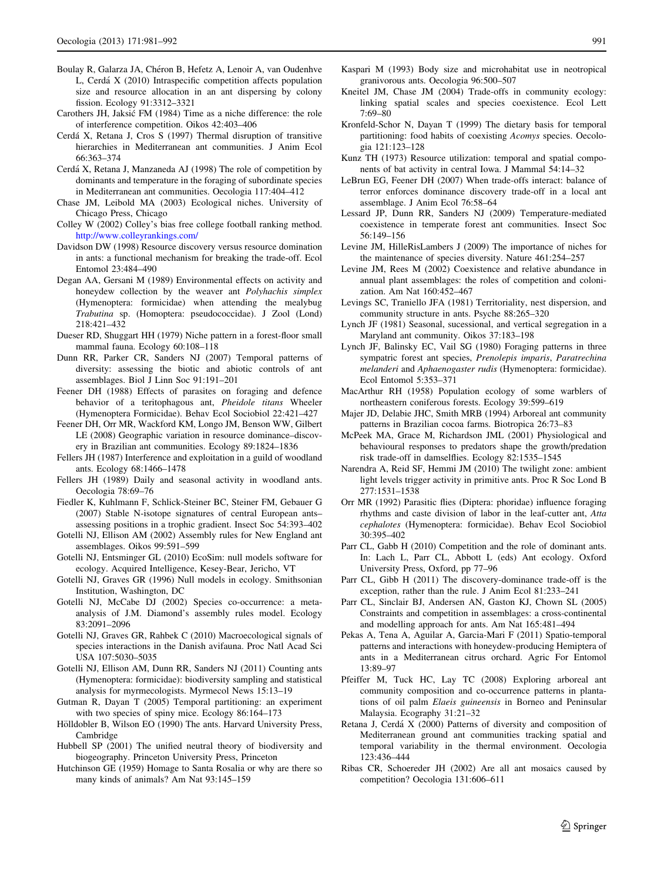Boulay R, Galarza JA, Chéron B, Hefetz A, Lenoir A, van Oudenhve L, Cerdá X (2010) Intraspecific competition affects population size and resource allocation in an ant dispersing by colony fission. Ecology 91:3312–3321

Carothers JH, Jaksić FM (1984) Time as a niche difference: the role of interference competition. Oikos 42:403–406

Cerdá X, Retana J, Cros S (1997) Thermal disruption of transitive hierarchies in Mediterranean ant communities. J Anim Ecol 66:363–374

Cerdá X, Retana J, Manzaneda AJ (1998) The role of competition by dominants and temperature in the foraging of subordinate species in Mediterranean ant communities. Oecologia 117:404–412

Chase JM, Leibold MA (2003) Ecological niches. University of Chicago Press, Chicago

Colley W (2002) Colley's bias free college football ranking method. http://www.colleyrankings.com/

Davidson DW (1998) Resource discovery versus resource domination in ants: a functional mechanism for breaking the trade-off. Ecol Entomol 23:484–490

Degan AA, Gersani M (1989) Environmental effects on activity and honeydew collection by the weaver ant *Polyhachis simplex* (Hymenoptera: formicidae) when attending the mealybug *Trabutina* sp. (Homoptera: pseudococcidae). J Zool (Lond) 218:421–432

Dueser RD, Shuggart HH (1979) Niche pattern in a forest-floor small mammal fauna. Ecology 60:108–118

Dunn RR, Parker CR, Sanders NJ (2007) Temporal patterns of diversity: assessing the biotic and abiotic controls of ant assemblages. Biol J Linn Soc 91:191–201

Feener DH (1988) Effects of parasites on foraging and defence behavior of a teritophagous ant, *Pheidole titans* Wheeler (Hymenoptera Formicidae). Behav Ecol Sociobiol 22:421–427

Feener DH, Orr MR, Wackford KM, Longo JM, Benson WW, Gilbert LE (2008) Geographic variation in resource dominance–discovery in Brazilian ant communities. Ecology 89:1824–1836

Fellers JH (1987) Interference and exploitation in a guild of woodland ants. Ecology 68:1466–1478

Fellers JH (1989) Daily and seasonal activity in woodland ants. Oecologia 78:69–76

Fiedler K, Kuhlmann F, Schlick-Steiner BC, Steiner FM, Gebauer G (2007) Stable N-isotope signatures of central European ants–assessing positions in a trophic gradient. Insect Soc 54:393–402

Gotelli NJ, Ellison AM (2002) Assembly rules for New England ant assemblages. Oikos 99:591–599

Gotelli NJ, Entsminger GL (2010) EcoSim: null models software for ecology. Acquired Intelligence, Kesey-Bear, Jericho, VT

Gotelli NJ, Graves GR (1996) Null models in ecology. Smithsonian Institution, Washington, DC

Gotelli NJ, McCabe DJ (2002) Species co-occurrence: a meta-analysis of J.M. Diamond's assembly rules model. Ecology 83:2091–2096

Gotelli NJ, Graves GR, Rahbek C (2010) Macroecological signals of species interactions in the Danish avifauna. Proc Natl Acad Sci USA 107:5030–5035

Gotelli NJ, Ellison AM, Dunn RR, Sanders NJ (2011) Counting ants (Hymenoptera: formicidae): biodiversity sampling and statistical analysis for myrmecologists. Myrmecol News 15:13–19

Gutman R, Dayan T (2005) Temporal partitioning: an experiment with two species of spiny mice. Ecology 86:164–173

Hölldobler B, Wilson EO (1990) The ants. Harvard University Press, Cambridge

Hubbell SP (2001) The unified neutral theory of biodiversity and biogeography. Princeton University Press, Princeton

Hutchinson GE (1959) Homage to Santa Rosalia or why are there so many kinds of animals? Am Nat 93:145–159

Kaspari M (1993) Body size and microhabitat use in neotropical granivorous ants. Oecologia 96:500–507

Kneitel JM, Chase JM (2004) Trade-offs in community ecology: linking spatial scales and species coexistence. Ecol Lett 7:69–80

Kronfeld-Schor N, Dayan T (1999) The dietary basis for temporal partitioning: food habits of coexisting *Acomys* species. Oecologia 121:123–128

Kunz TH (1973) Resource utilization: temporal and spatial components of bat activity in central Iowa. J Mammal 54:14–32

LeBrun EG, Feener DH (2007) When trade-offs interact: balance of terror enforces dominance discovery trade-off in a local ant assemblage. J Anim Ecol 76:58–64

Lessard JP, Dunn RR, Sanders NJ (2009) Temperature-mediated coexistence in temperate forest ant communities. Insect Soc 56:149–156

Levine JM, HilleRisLambers J (2009) The importance of niches for the maintenance of species diversity. Nature 461:254–257

Levine JM, Rees M (2002) Coexistence and relative abundance in annual plant assemblages: the roles of competition and colonization. Am Nat 160:452–467

Levings SC, Traniello JFA (1981) Territoriality, nest dispersion, and community structure in ants. Psyche 88:265–320

Lynch JF (1981) Seasonal, sucessional, and vertical segregation in a Maryland ant community. Oikos 37:183–198

Lynch JF, Balinsky EC, Vail SG (1980) Foraging patterns in three sympatric forest ant species, *Prenolepis imparis*, *Paratrechina melanderi* and *Aphaenogaster rudis* (Hymenoptera: formicidae). Ecol Entomol 5:353–371

MacArthur RH (1958) Population ecology of some warblers of northeastern coniferous forests. Ecology 39:599–619

Majer JD, Delabie JHC, Smith MRB (1994) Arboreal ant community patterns in Brazilian cocoa farms. Biotropica 26:73–83

McPeek MA, Grace M, Richardson JML (2001) Physiological and behavioural responses to predators shape the growth/predation risk trade-off in damselflies. Ecology 82:1535–1545

Narendra A, Reid SF, Hemmi JM (2010) The twilight zone: ambient light levels trigger activity in primitive ants. Proc R Soc Lond B 277:1531–1538

Orr MR (1992) Parasitic flies (Diptera: phoridae) influence foraging rhythms and caste division of labor in the leaf-cutter ant, *Atta cephalotes* (Hymenoptera: formicidae). Behav Ecol Sociobiol 30:395–402

Parr CL, Gabb H (2010) Competition and the role of dominant ants. In: Lach L, Parr CL, Abbott L (eds) Ant ecology. Oxford University Press, Oxford, pp 77–96

Parr CL, Gibb H (2011) The discovery-dominance trade-off is the exception, rather than the rule. J Anim Ecol 81:233–241

Parr CL, Sinclair BJ, Andersen AN, Gaston KJ, Chown SL (2005) Constraints and competition in assemblages: a cross-continental and modelling approach for ants. Am Nat 165:481–494

Pekas A, Tena A, Aguilar A, Garcia-Mari F (2011) Spatio-temporal patterns and interactions with honeydew-producing Hemiptera of ants in a Mediterranean citrus orchard. Agric For Entomol 13:89–97

Pfeiffer M, Tuck HC, Lay TC (2008) Exploring arboreal ant community composition and co-occurrence patterns in plantations of oil palm *Elaeis guineensis* in Borneo and Peninsular Malaysia. Ecography 31:21–32

Retana J, Cerdá X (2000) Patterns of diversity and composition of Mediterranean ground ant communities tracking spatial and temporal variability in the thermal environment. Oecologia 123:436–444

Ribas CR, Schoereder JH (2002) Are all ant mosaics caused by competition? Oecologia 131:606–611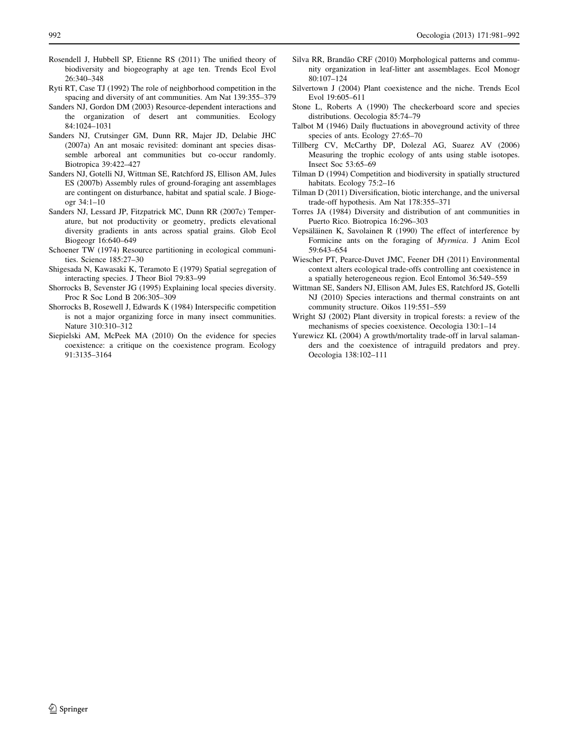Rosendell J, Hubbell SP, Etienne RS (2011) The unified theory of biodiversity and biogeography at age ten. Trends Ecol Evol 26:340–348

Ryti RT, Case TJ (1992) The role of neighborhood competition in the spacing and diversity of ant communities. Am Nat 139:355–379

Sanders NJ, Gordon DM (2003) Resource-dependent interactions and the organization of desert ant communities. Ecology 84:1024–1031

Sanders NJ, Crutsinger GM, Dunn RR, Majer JD, Delabie JHC (2007a) An ant mosaic revisited: dominant ant species disassemble arboreal ant communities but co-occur randomly. Biotropica 39:422–427

Sanders NJ, Gotelli NJ, Wittman SE, Ratchford JS, Ellison AM, Jules ES (2007b) Assembly rules of ground-foraging ant assemblages are contingent on disturbance, habitat and spatial scale. J Biogeogr 34:1–10

Sanders NJ, Lessard JP, Fitzpatrick MC, Dunn RR (2007c) Temperature, but not productivity or geometry, predicts elevational diversity gradients in ants across spatial grains. Glob Ecol Biogeogr 16:640–649

Schoener TW (1974) Resource partitioning in ecological communities. Science 185:27–30

Shigesada N, Kawasaki K, Teramoto E (1979) Spatial segregation of interacting species. J Theor Biol 79:83–99

Shorrocks B, Sevenster JG (1995) Explaining local species diversity. Proc R Soc Lond B 206:305–309

Shorrocks B, Rosewell J, Edwards K (1984) Interspecific competition is not a major organizing force in many insect communities. Nature 310:310–312

Siepielski AM, McPeek MA (2010) On the evidence for species coexistence: a critique on the coexistence program. Ecology 91:3135–3164

Silva RR, Brandão CRF (2010) Morphological patterns and community organization in leaf-litter ant assemblages. Ecol Monogr 80:107–124

Silvertown J (2004) Plant coexistence and the niche. Trends Ecol Evol 19:605–611

Stone L, Roberts A (1990) The checkerboard score and species distributions. Oecologia 85:74–79

Talbot M (1946) Daily fluctuations in aboveground activity of three species of ants. Ecology 27:65–70

Tillberg CV, McCarthy DP, Dolezal AG, Suarez AV (2006) Measuring the trophic ecology of ants using stable isotopes. Insect Soc 53:65–69

Tilman D (1994) Competition and biodiversity in spatially structured habitats. Ecology 75:2–16

Tilman D (2011) Diversification, biotic interchange, and the universal trade-off hypothesis. Am Nat 178:355–371

Torres JA (1984) Diversity and distribution of ant communities in Puerto Rico. Biotropica 16:296–303

Vepsäläinen K, Savolainen R (1990) The effect of interference by Formicine ants on the foraging of *Myrmica*. J Anim Ecol 59:643–654

Wiescher PT, Pearce-Duvet JMC, Feener DH (2011) Environmental context alters ecological trade-offs controlling ant coexistence in a spatially heterogeneous region. Ecol Entomol 36:549–559

Wittman SE, Sanders NJ, Ellison AM, Jules ES, Ratchford JS, Gotelli NJ (2010) Species interactions and thermal constraints on ant community structure. Oikos 119:551–559

Wright SJ (2002) Plant diversity in tropical forests: a review of the mechanisms of species coexistence. Oecologia 130:1–14

Yurewicz KL (2004) A growth/mortality trade-off in larval salamanders and the coexistence of intraguild predators and prey. Oecologia 138:102–111